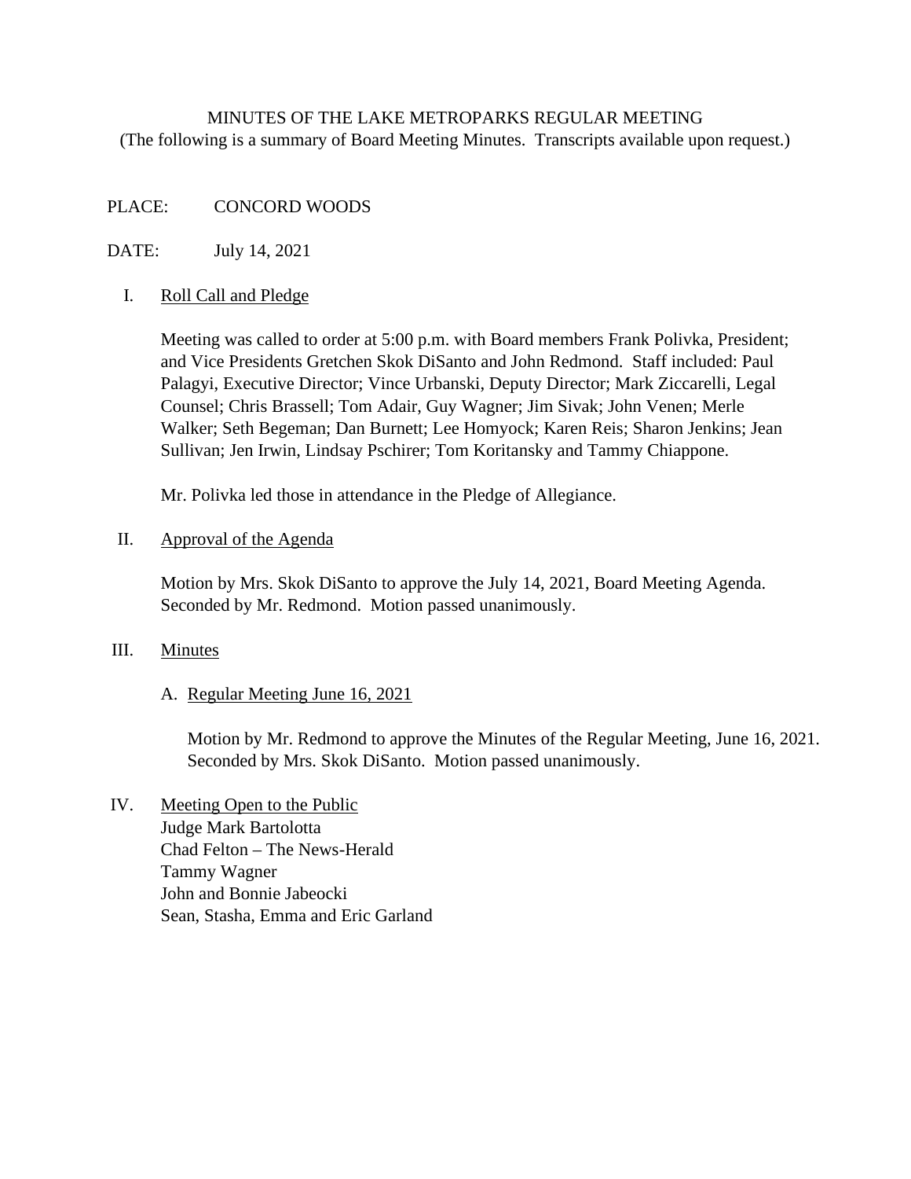MINUTES OF THE LAKE METROPARKS REGULAR MEETING

(The following is a summary of Board Meeting Minutes. Transcripts available upon request.)

PLACE: CONCORD WOODS

DATE: July 14, 2021

I. Roll Call and Pledge

Meeting was called to order at 5:00 p.m. with Board members Frank Polivka, President; and Vice Presidents Gretchen Skok DiSanto and John Redmond. Staff included: Paul Palagyi, Executive Director; Vince Urbanski, Deputy Director; Mark Ziccarelli, Legal Counsel; Chris Brassell; Tom Adair, Guy Wagner; Jim Sivak; John Venen; Merle Walker; Seth Begeman; Dan Burnett; Lee Homyock; Karen Reis; Sharon Jenkins; Jean Sullivan; Jen Irwin, Lindsay Pschirer; Tom Koritansky and Tammy Chiappone.

Mr. Polivka led those in attendance in the Pledge of Allegiance.

II. Approval of the Agenda

Motion by Mrs. Skok DiSanto to approve the July 14, 2021, Board Meeting Agenda. Seconded by Mr. Redmond. Motion passed unanimously.

III. Minutes

A. Regular Meeting June 16, 2021

Motion by Mr. Redmond to approve the Minutes of the Regular Meeting, June 16, 2021. Seconded by Mrs. Skok DiSanto. Motion passed unanimously.

IV. Meeting Open to the Public

Judge Mark Bartolotta
Chad Felton – The News-Herald
Tammy Wagner
John and Bonnie Jabeocki
Sean, Stasha, Emma and Eric Garland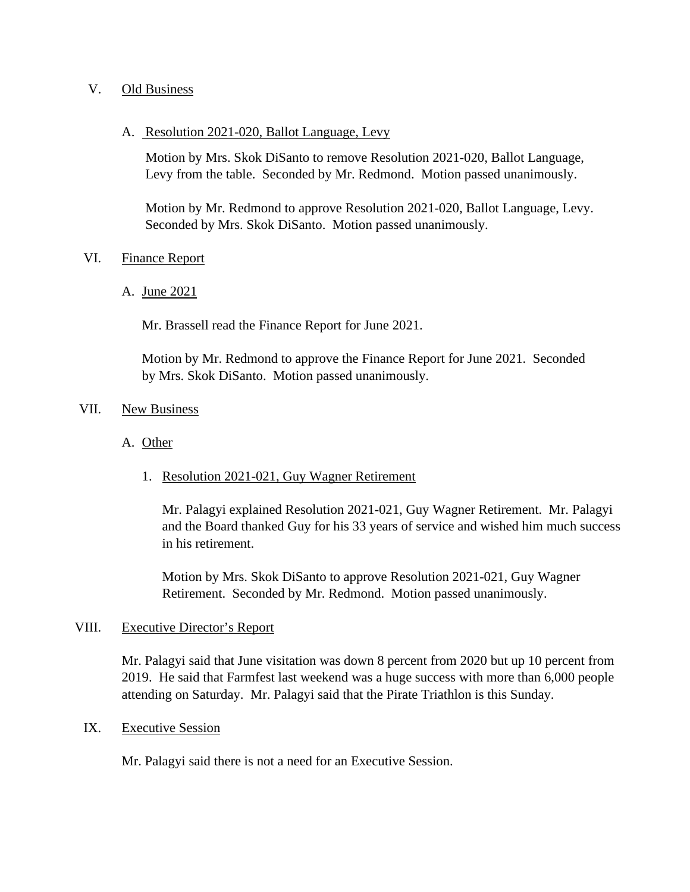## V. Old Business

### A. Resolution 2021-020, Ballot Language, Levy

Motion by Mrs. Skok DiSanto to remove Resolution 2021-020, Ballot Language, Levy from the table. Seconded by Mr. Redmond. Motion passed unanimously.

Motion by Mr. Redmond to approve Resolution 2021-020, Ballot Language, Levy. Seconded by Mrs. Skok DiSanto. Motion passed unanimously.

## VI. Finance Report

### A. June 2021

Mr. Brassell read the Finance Report for June 2021.

Motion by Mr. Redmond to approve the Finance Report for June 2021. Seconded by Mrs. Skok DiSanto. Motion passed unanimously.

## VII. New Business

### A. Other

#### 1. Resolution 2021-021, Guy Wagner Retirement

Mr. Palagyi explained Resolution 2021-021, Guy Wagner Retirement. Mr. Palagyi and the Board thanked Guy for his 33 years of service and wished him much success in his retirement.

Motion by Mrs. Skok DiSanto to approve Resolution 2021-021, Guy Wagner Retirement. Seconded by Mr. Redmond. Motion passed unanimously.

## VIII. Executive Director's Report

Mr. Palagyi said that June visitation was down 8 percent from 2020 but up 10 percent from 2019. He said that Farmfest last weekend was a huge success with more than 6,000 people attending on Saturday. Mr. Palagyi said that the Pirate Triathlon is this Sunday.

## IX. Executive Session

Mr. Palagyi said there is not a need for an Executive Session.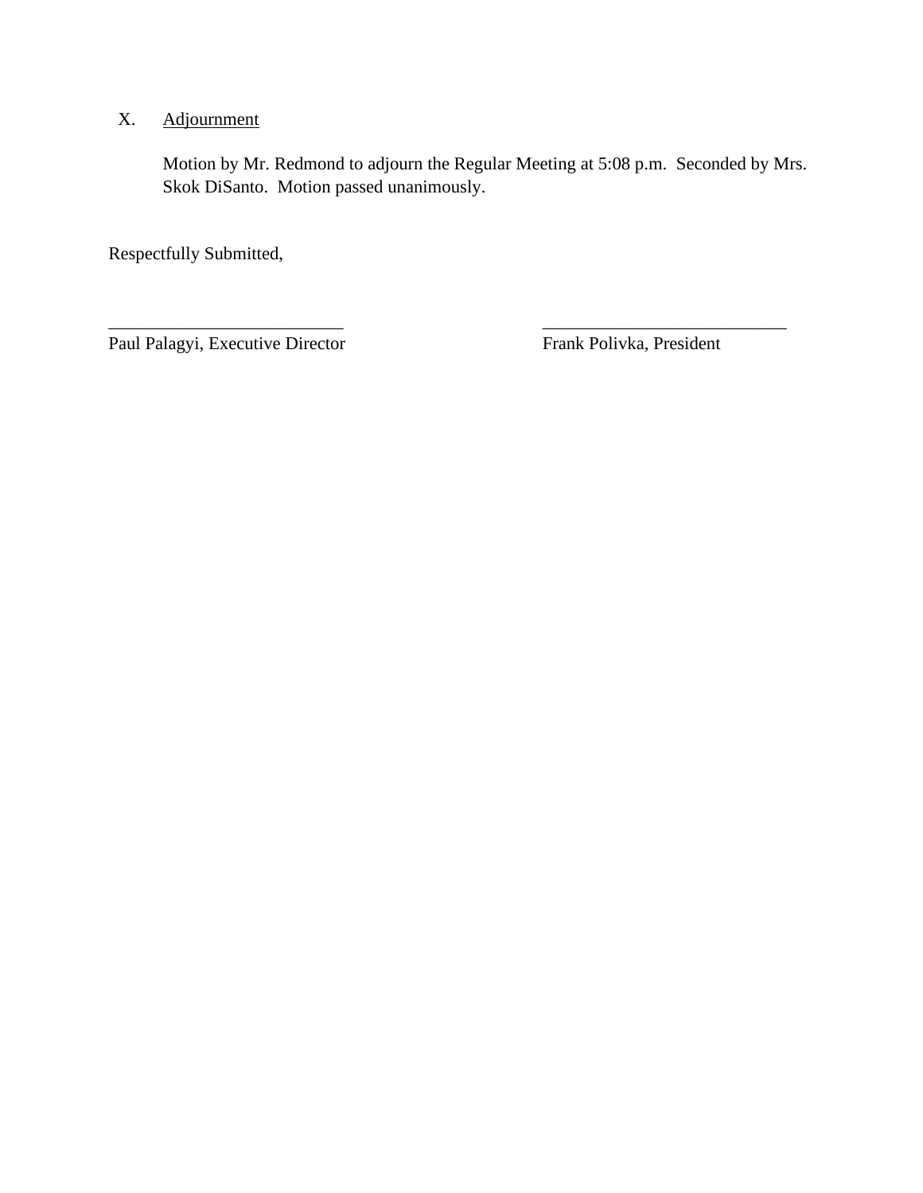X. Adjournment

Motion by Mr. Redmond to adjourn the Regular Meeting at 5:08 p.m. Seconded by Mrs. Skok DiSanto. Motion passed unanimously.

Respectfully Submitted,

| | |
|---|---|
| ___________________________ | ____________________________ |
| Paul Palagyi, Executive Director | Frank Polivka, President |